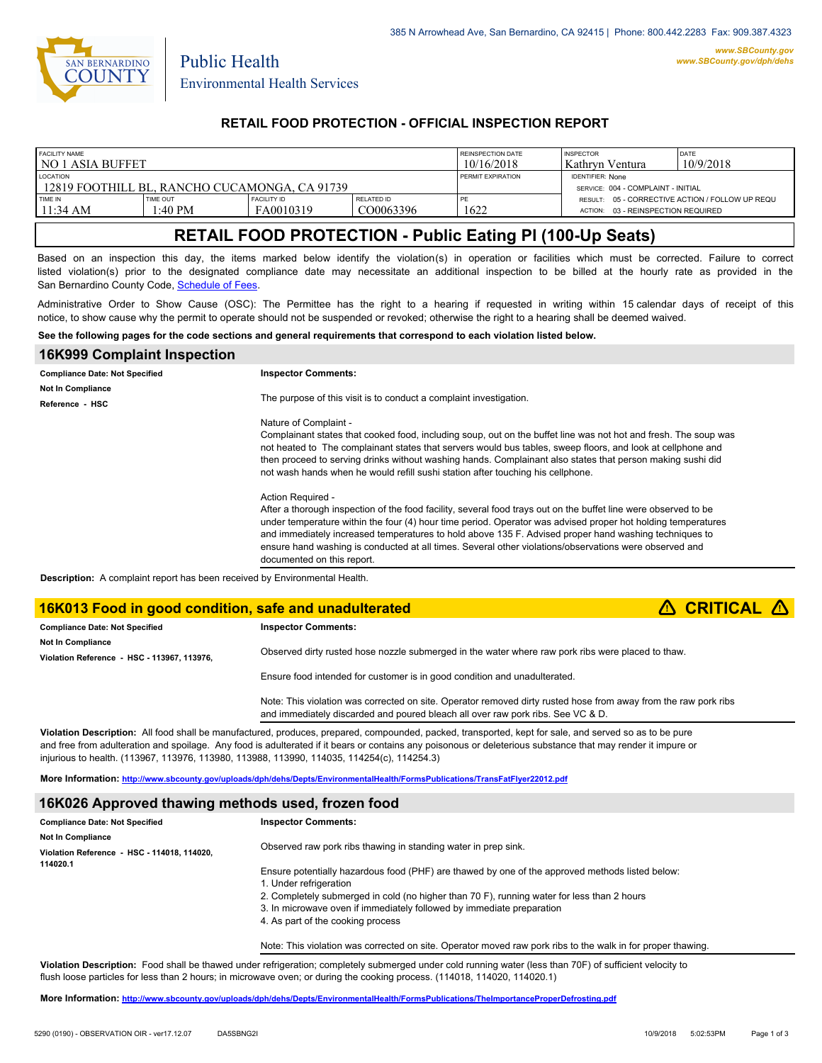385 N Arrowhead Ave, San Bernardino, CA 92415 | Phone: 800.442.2283 Fax: 909.387.4323

www.SBCounty.gov
www.SBCounty.gov/dph/dehs

San Bernardino County
Public Health
Environmental Health Services

## RETAIL FOOD PROTECTION - OFFICIAL INSPECTION REPORT

| FACILITY NAME | | | | REINSPECTION DATE | INSPECTOR | DATE |
|---|---|---|---|---|---|---|
| NO 1 ASIA BUFFET | | | | 10/16/2018 | Kathryn Ventura | 10/9/2018 |
| LOCATION | | | | PERMIT EXPIRATION | IDENTIFIER: None | |
| 12819 FOOTHILL BL, RANCHO CUCAMONGA, CA 91739 | | | | | SERVICE: 004 - COMPLAINT - INITIAL | |
| TIME IN | TIME OUT | FACILITY ID | RELATED ID | PE | RESULT: 05 - CORRECTIVE ACTION / FOLLOW UP REQU | |
| 11:34 AM | 1:40 PM | FA0010319 | CO0063396 | 1622 | ACTION: 03 - REINSPECTION REQUIRED | |

# RETAIL FOOD PROTECTION - Public Eating Pl (100-Up Seats)

Based on an inspection this day, the items marked below identify the violation(s) in operation or facilities which must be corrected. Failure to correct listed violation(s) prior to the designated compliance date may necessitate an additional inspection to be billed at the hourly rate as provided in the San Bernardino County Code, Schedule of Fees.

Administrative Order to Show Cause (OSC): The Permittee has the right to a hearing if requested in writing within 15 calendar days of receipt of this notice, to show cause why the permit to operate should not be suspended or revoked; otherwise the right to a hearing shall be deemed waived.

**See the following pages for the code sections and general requirements that correspond to each violation listed below.**

## 16K999 Complaint Inspection

**Compliance Date: Not Specified**
**Not In Compliance**
**Reference - HSC**

**Inspector Comments:**

The purpose of this visit is to conduct a complaint investigation.

Nature of Complaint -
Complainant states that cooked food, including soup, out on the buffet line was not hot and fresh. The soup was not heated to The complainant states that servers would bus tables, sweep floors, and look at cellphone and then proceed to serving drinks without washing hands. Complainant also states that person making sushi did not wash hands when he would refill sushi station after touching his cellphone.

Action Required -
After a thorough inspection of the food facility, several food trays out on the buffet line were observed to be under temperature within the four (4) hour time period. Operator was advised proper hot holding temperatures and immediately increased temperatures to hold above 135 F. Advised proper hand washing techniques to ensure hand washing is conducted at all times. Several other violations/observations were observed and documented on this report.

**Description:** A complaint report has been received by Environmental Health.

## 16K013 Food in good condition, safe and unadulterated — ⚠ CRITICAL ⚠

**Compliance Date: Not Specified**
**Not In Compliance**
**Violation Reference - HSC - 113967, 113976,**

**Inspector Comments:**

Observed dirty rusted hose nozzle submerged in the water where raw pork ribs were placed to thaw.

Ensure food intended for customer is in good condition and unadulterated.

Note: This violation was corrected on site. Operator removed dirty rusted hose from away from the raw pork ribs and immediately discarded and poured bleach all over raw pork ribs. See VC & D.

**Violation Description:** All food shall be manufactured, produces, prepared, compounded, packed, transported, kept for sale, and served so as to be pure and free from adulteration and spoilage. Any food is adulterated if it bears or contains any poisonous or deleterious substance that may render it impure or injurious to health. (113967, 113976, 113980, 113988, 113990, 114035, 114254(c), 114254.3)

**More Information:** http://www.sbcounty.gov/uploads/dph/dehs/Depts/EnvironmentalHealth/FormsPublications/TransFatFlyer22012.pdf

## 16K026 Approved thawing methods used, frozen food

**Compliance Date: Not Specified**
**Not In Compliance**
**Violation Reference - HSC - 114018, 114020, 114020.1**

**Inspector Comments:**

Observed raw pork ribs thawing in standing water in prep sink.

Ensure potentially hazardous food (PHF) are thawed by one of the approved methods listed below:
1. Under refrigeration
2. Completely submerged in cold (no higher than 70 F), running water for less than 2 hours
3. In microwave oven if immediately followed by immediate preparation
4. As part of the cooking process

Note: This violation was corrected on site. Operator moved raw pork ribs to the walk in for proper thawing.

**Violation Description:** Food shall be thawed under refrigeration; completely submerged under cold running water (less than 70F) of sufficient velocity to flush loose particles for less than 2 hours; in microwave oven; or during the cooking process. (114018, 114020, 114020.1)

**More Information:** http://www.sbcounty.gov/uploads/dph/dehs/Depts/EnvironmentalHealth/FormsPublications/TheImportanceProperDefrosting.pdf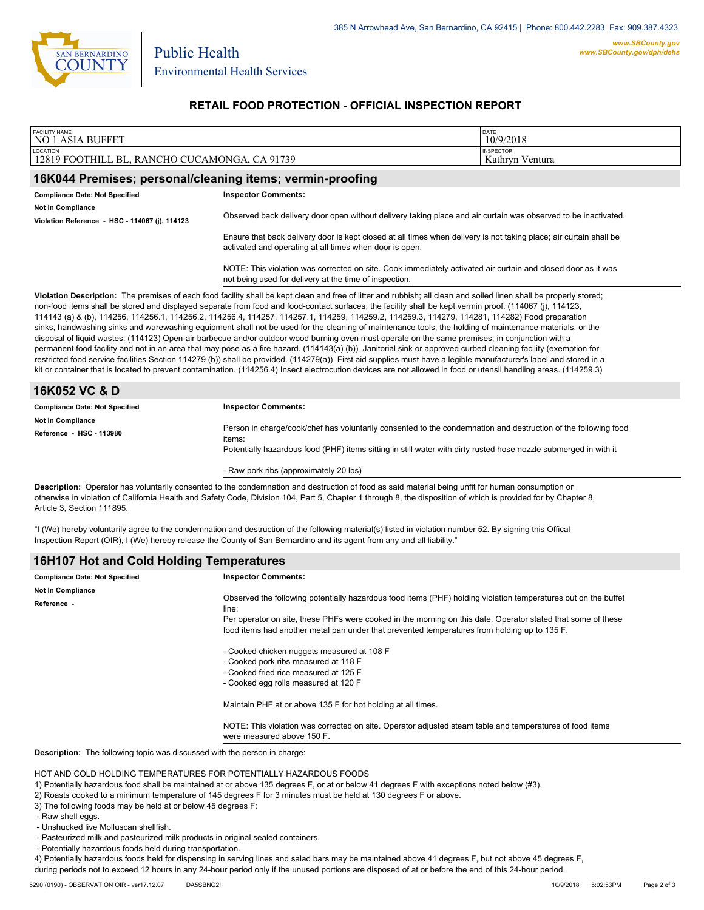385 N Arrowhead Ave, San Bernardino, CA 92415 | Phone: 800.442.2283 Fax: 909.387.4323

www.SBCounty.gov
www.SBCounty.gov/dph/dehs

San Bernardino County
Public Health
Environmental Health Services

## RETAIL FOOD PROTECTION - OFFICIAL INSPECTION REPORT

| FACILITY NAME | DATE |
|---|---|
| NO 1 ASIA BUFFET | 10/9/2018 |
| **LOCATION** | **INSPECTOR** |
| 12819 FOOTHILL BL, RANCHO CUCAMONGA, CA 91739 | Kathryn Ventura |

## 16K044 Premises; personal/cleaning items; vermin-proofing

**Compliance Date: Not Specified**
**Not In Compliance**
**Violation Reference - HSC - 114067 (j), 114123**

**Inspector Comments:**

Observed back delivery door open without delivery taking place and air curtain was observed to be inactivated.

Ensure that back delivery door is kept closed at all times when delivery is not taking place; air curtain shall be activated and operating at all times when door is open.

NOTE: This violation was corrected on site. Cook immediately activated air curtain and closed door as it was not being used for delivery at the time of inspection.

**Violation Description:** The premises of each food facility shall be kept clean and free of litter and rubbish; all clean and soiled linen shall be properly stored; non-food items shall be stored and displayed separate from food and food-contact surfaces; the facility shall be kept vermin proof. (114067 (j), 114123, 114143 (a) & (b), 114256, 114256.1, 114256.2, 114256.4, 114257, 114257.1, 114259, 114259.2, 114259.3, 114279, 114281, 114282) Food preparation sinks, handwashing sinks and warewashing equipment shall not be used for the cleaning of maintenance tools, the holding of maintenance materials, or the disposal of liquid wastes. (114123) Open-air barbecue and/or outdoor wood burning oven must operate on the same premises, in conjunction with a permanent food facility and not in an area that may pose as a fire hazard. (114143(a) (b)) Janitorial sink or approved curbed cleaning facility (exemption for restricted food service facilities Section 114279 (b)) shall be provided. (114279(a)) First aid supplies must have a legible manufacturer's label and stored in a kit or container that is located to prevent contamination. (114256.4) Insect electrocution devices are not allowed in food or utensil handling areas. (114259.3)

## 16K052 VC & D

**Compliance Date: Not Specified**
**Not In Compliance**
**Reference - HSC - 113980**

**Inspector Comments:**

Person in charge/cook/chef has voluntarily consented to the condemnation and destruction of the following food items:
Potentially hazardous food (PHF) items sitting in still water with dirty rusted hose nozzle submerged in with it

- Raw pork ribs (approximately 20 lbs)

**Description:** Operator has voluntarily consented to the condemnation and destruction of food as said material being unfit for human consumption or otherwise in violation of California Health and Safety Code, Division 104, Part 5, Chapter 1 through 8, the disposition of which is provided for by Chapter 8, Article 3, Section 111895.

"I (We) hereby voluntarily agree to the condemnation and destruction of the following material(s) listed in violation number 52. By signing this Offical Inspection Report (OIR), I (We) hereby release the County of San Bernardino and its agent from any and all liability."

## 16H107 Hot and Cold Holding Temperatures

**Compliance Date: Not Specified**
**Not In Compliance**
**Reference -**

**Inspector Comments:**

Observed the following potentially hazardous food items (PHF) holding violation temperatures out on the buffet line:
Per operator on site, these PHFs were cooked in the morning on this date. Operator stated that some of these food items had another metal pan under that prevented temperatures from holding up to 135 F.

- Cooked chicken nuggets measured at 108 F
- Cooked pork ribs measured at 118 F
- Cooked fried rice measured at 125 F
- Cooked egg rolls measured at 120 F

Maintain PHF at or above 135 F for hot holding at all times.

NOTE: This violation was corrected on site. Operator adjusted steam table and temperatures of food items were measured above 150 F.

**Description:** The following topic was discussed with the person in charge:

HOT AND COLD HOLDING TEMPERATURES FOR POTENTIALLY HAZARDOUS FOODS
1) Potentially hazardous food shall be maintained at or above 135 degrees F, or at or below 41 degrees F with exceptions noted below (#3).
2) Roasts cooked to a minimum temperature of 145 degrees F for 3 minutes must be held at 130 degrees F or above.
3) The following foods may be held at or below 45 degrees F:
 - Raw shell eggs.
 - Unshucked live Molluscan shellfish.
 - Pasteurized milk and pasteurized milk products in original sealed containers.
 - Potentially hazardous foods held during transportation.
4) Potentially hazardous foods held for dispensing in serving lines and salad bars may be maintained above 41 degrees F, but not above 45 degrees F, during periods not to exceed 12 hours in any 24-hour period only if the unused portions are disposed of at or before the end of this 24-hour period.

5290 (0190) - OBSERVATION OIR - ver17.12.07 DA5SBNG2I 10/9/2018 5:02:53PM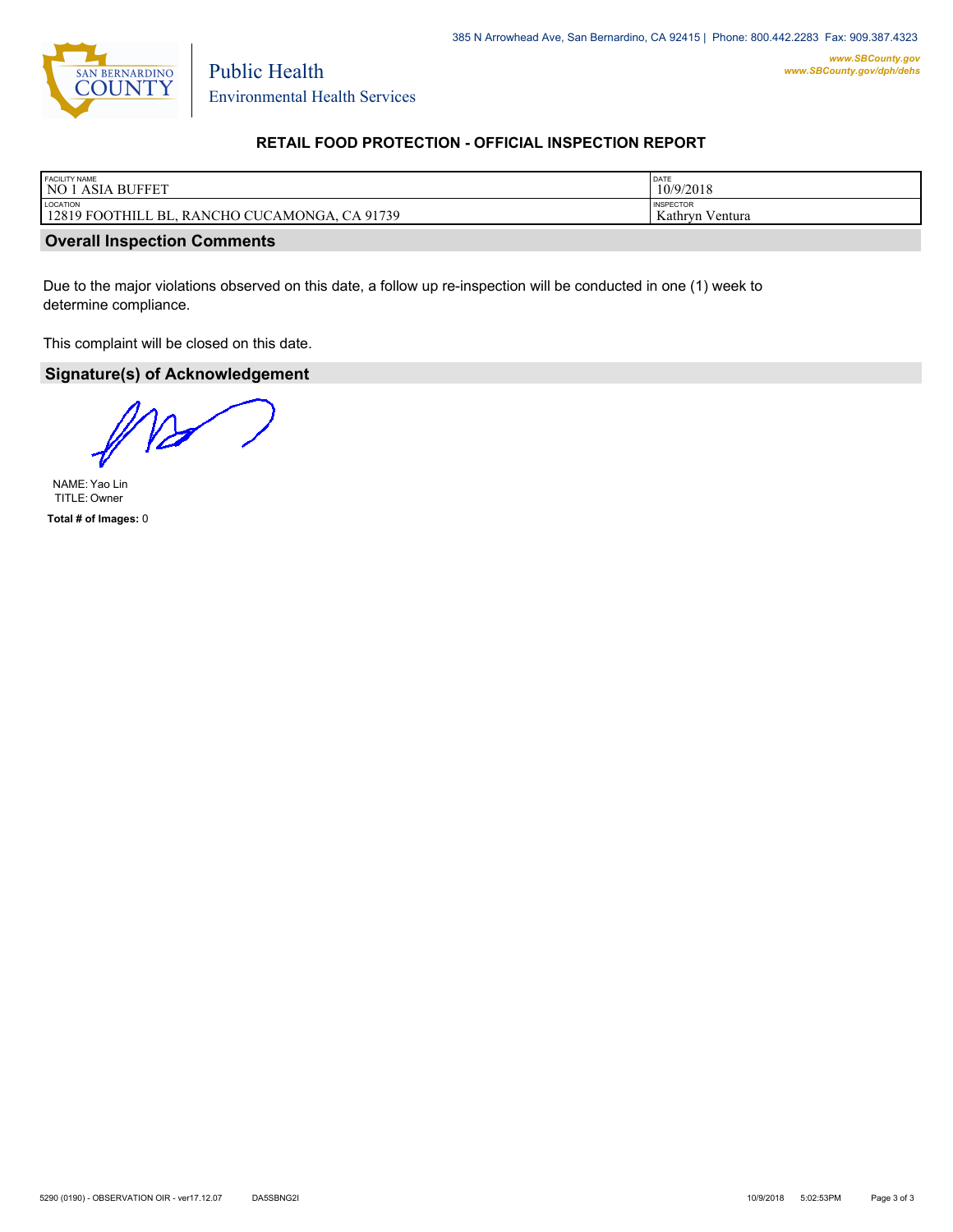**RETAIL FOOD PROTECTION - OFFICIAL INSPECTION REPORT**

| | |
|---|---|
| FACILITY NAME<br>NO 1 ASIA BUFFET | DATE<br>10/9/2018 |
| LOCATION<br>12819 FOOTHILL BL, RANCHO CUCAMONGA, CA 91739 | INSPECTOR<br>Kathryn Ventura |

## Overall Inspection Comments

Due to the major violations observed on this date, a follow up re-inspection will be conducted in one (1) week to determine compliance.

This complaint will be closed on this date.

## Signature(s) of Acknowledgement

NAME: Yao Lin
TITLE: Owner

**Total # of Images:** 0